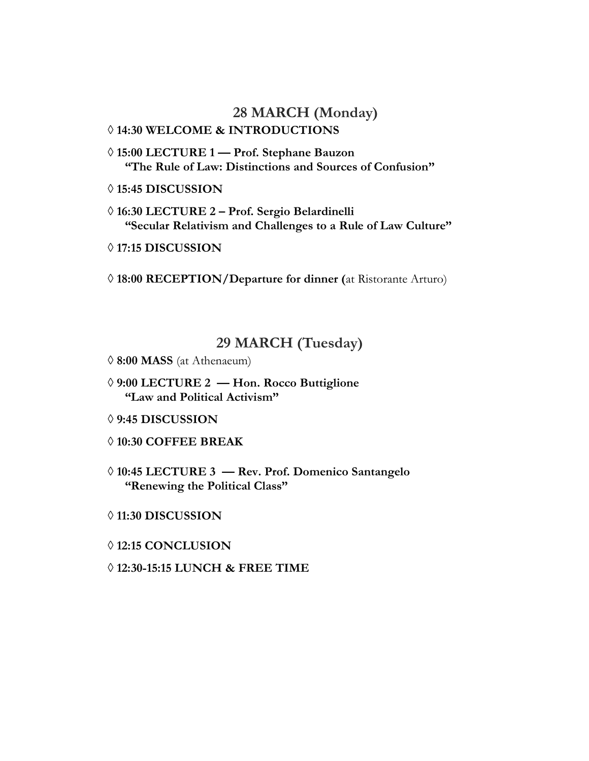## 28 MARCH (Monday)

◊ **14:30 WELCOME & INTRODUCTIONS**

◊ **15:00 LECTURE 1 — Prof. Stephane Bauzon**
**"The Rule of Law: Distinctions and Sources of Confusion"**

◊ **15:45 DISCUSSION**

◊ **16:30 LECTURE 2 – Prof. Sergio Belardinelli**
**"Secular Relativism and Challenges to a Rule of Law Culture"**

◊ **17:15 DISCUSSION**

◊ **18:00 RECEPTION/Departure for dinner (**at Ristorante Arturo)

## 29 MARCH (Tuesday)

◊ **8:00 MASS** (at Athenaeum)

◊ **9:00 LECTURE 2 — Hon. Rocco Buttiglione**
**"Law and Political Activism"**

◊ **9:45 DISCUSSION**

◊ **10:30 COFFEE BREAK**

◊ **10:45 LECTURE 3 — Rev. Prof. Domenico Santangelo**
**"Renewing the Political Class"**

◊ **11:30 DISCUSSION**

◊ **12:15 CONCLUSION**

◊ **12:30-15:15 LUNCH & FREE TIME**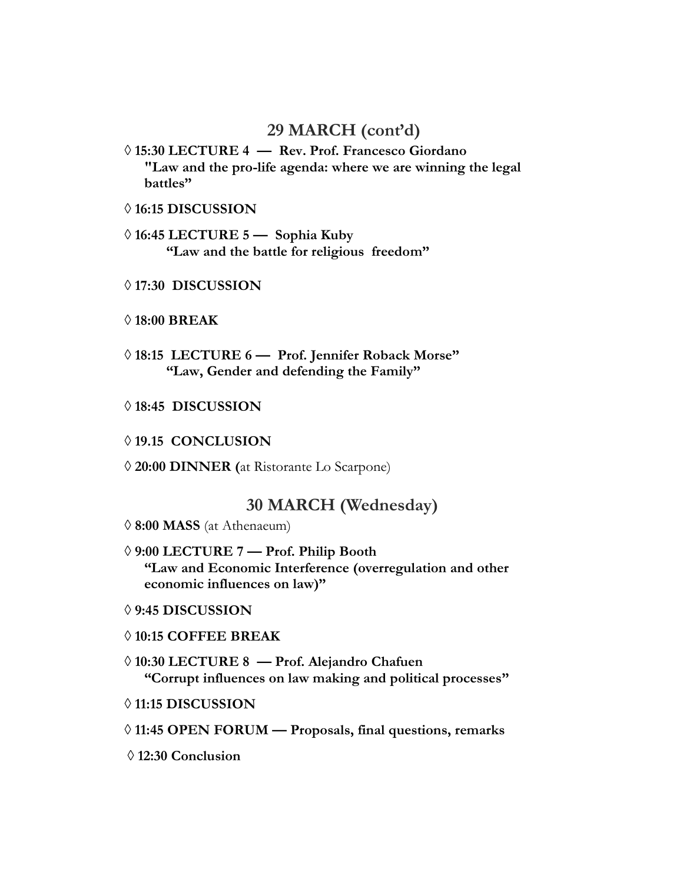## 29 MARCH (cont'd)

◊ **15:30 LECTURE 4 — Rev. Prof. Francesco Giordano**
**"Law and the pro-life agenda: where we are winning the legal battles"**

◊ **16:15 DISCUSSION**

◊ **16:45 LECTURE 5 — Sophia Kuby**
**"Law and the battle for religious freedom"**

◊ **17:30 DISCUSSION**

◊ **18:00 BREAK**

◊ **18:15 LECTURE 6 — Prof. Jennifer Roback Morse"**
**"Law, Gender and defending the Family"**

◊ **18:45 DISCUSSION**

◊ **19.15 CONCLUSION**

◊ **20:00 DINNER (**at Ristorante Lo Scarpone)

## 30 MARCH (Wednesday)

◊ **8:00 MASS** (at Athenaeum)

◊ **9:00 LECTURE 7 — Prof. Philip Booth**
**"Law and Economic Interference (overregulation and other economic influences on law)"**

◊ **9:45 DISCUSSION**

◊ **10:15 COFFEE BREAK**

◊ **10:30 LECTURE 8 — Prof. Alejandro Chafuen**
**"Corrupt influences on law making and political processes"**

◊ **11:15 DISCUSSION**

◊ **11:45 OPEN FORUM — Proposals, final questions, remarks**

◊ **12:30 Conclusion**